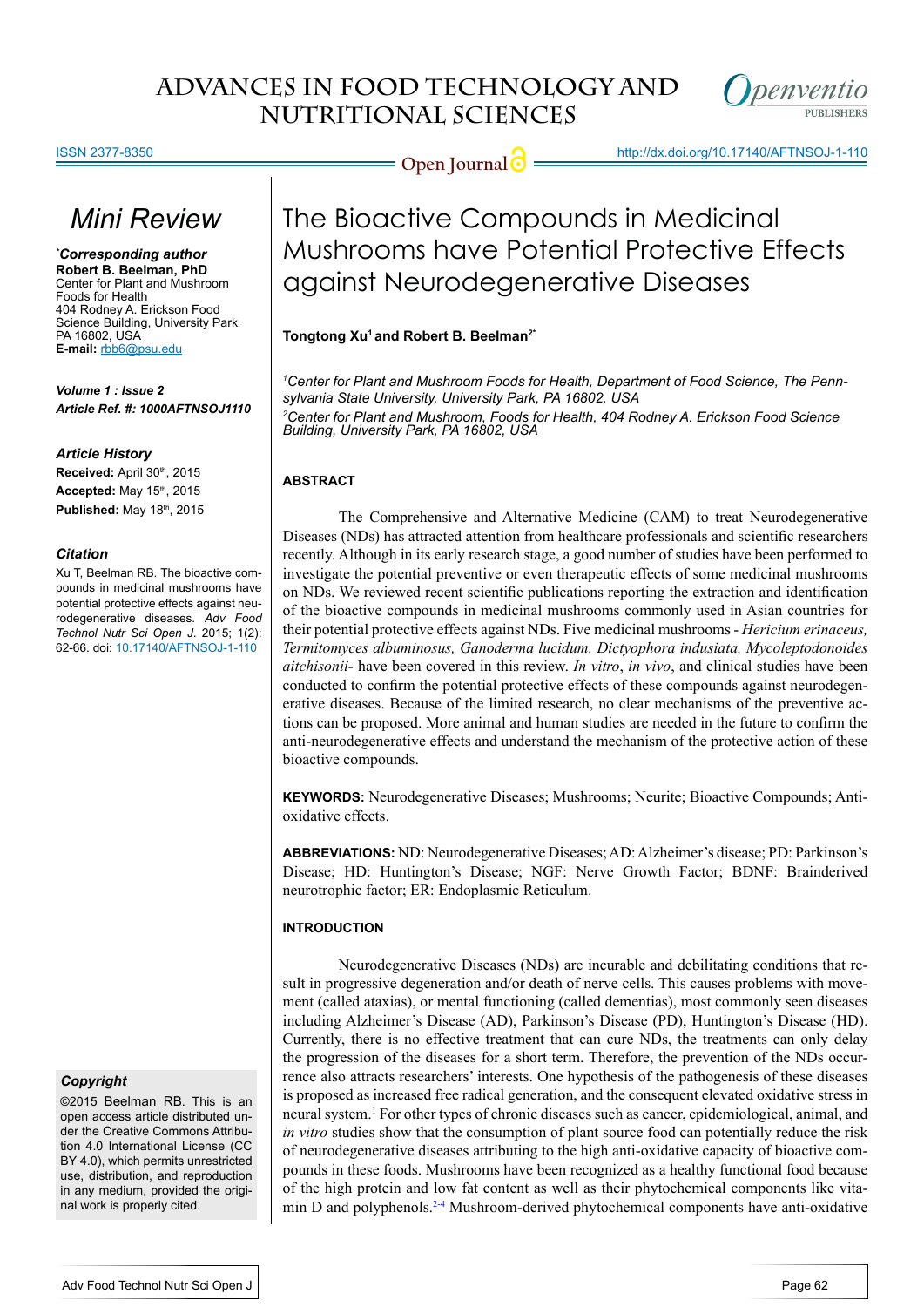# The Bioactive Compounds in Medicinal Mushrooms have Potential Protective Effects against Neurodegenerative Diseases

**Tongtong Xu[1] and Robert B. Beelman[2*]**

[1]*Center for Plant and Mushroom Foods for Health, Department of Food Science, The Pennsylvania State University, University Park, PA 16802, USA*

[2]*Center for Plant and Mushroom, Foods for Health, 404 Rodney A. Erickson Food Science Building, University Park, PA 16802, USA*

**Mini Review**

**\*Corresponding author**
**Robert B. Beelman, PhD**
Center for Plant and Mushroom Foods for Health
404 Rodney A. Erickson Food Science Building, University Park PA 16802, USA
**E-mail:** rbb6@psu.edu

***Volume 1 : Issue 2***
***Article Ref. #: 1000AFTNSOJ1110***

***Article History***
**Received:** April 30th, 2015
**Accepted:** May 15th, 2015
**Published:** May 18th, 2015

***Citation***
Xu T, Beelman RB. The bioactive compounds in medicinal mushrooms have potential protective effects against neurodegenerative diseases. *Adv Food Technol Nutr Sci Open J*. 2015; 1(2): 62-66. doi: 10.17140/AFTNSOJ-1-110

***Copyright***
©2015 Beelman RB. This is an open access article distributed under the Creative Commons Attribution 4.0 International License (CC BY 4.0), which permits unrestricted use, distribution, and reproduction in any medium, provided the original work is properly cited.

## ABSTRACT

The Comprehensive and Alternative Medicine (CAM) to treat Neurodegenerative Diseases (NDs) has attracted attention from healthcare professionals and scientific researchers recently. Although in its early research stage, a good number of studies have been performed to investigate the potential preventive or even therapeutic effects of some medicinal mushrooms on NDs. We reviewed recent scientific publications reporting the extraction and identification of the bioactive compounds in medicinal mushrooms commonly used in Asian countries for their potential protective effects against NDs. Five medicinal mushrooms - *Hericium erinaceus, Termitomyces albuminosus, Ganoderma lucidum, Dictyophora indusiata, Mycoleptodonoides aitchisonii*- have been covered in this review. *In vitro*, *in vivo*, and clinical studies have been conducted to confirm the potential protective effects of these compounds against neurodegenerative diseases. Because of the limited research, no clear mechanisms of the preventive actions can be proposed. More animal and human studies are needed in the future to confirm the anti-neurodegenerative effects and understand the mechanism of the protective action of these bioactive compounds.

**KEYWORDS:** Neurodegenerative Diseases; Mushrooms; Neurite; Bioactive Compounds; Anti-oxidative effects.

**ABBREVIATIONS:** ND: Neurodegenerative Diseases; AD: Alzheimer's disease; PD: Parkinson's Disease; HD: Huntington's Disease; NGF: Nerve Growth Factor; BDNF: Brainderived neurotrophic factor; ER: Endoplasmic Reticulum.

## INTRODUCTION

Neurodegenerative Diseases (NDs) are incurable and debilitating conditions that result in progressive degeneration and/or death of nerve cells. This causes problems with movement (called ataxias), or mental functioning (called dementias), most commonly seen diseases including Alzheimer's Disease (AD), Parkinson's Disease (PD), Huntington's Disease (HD). Currently, there is no effective treatment that can cure NDs, the treatments can only delay the progression of the diseases for a short term. Therefore, the prevention of the NDs occurrence also attracts researchers' interests. One hypothesis of the pathogenesis of these diseases is proposed as increased free radical generation, and the consequent elevated oxidative stress in neural system.[1] For other types of chronic diseases such as cancer, epidemiological, animal, and *in vitro* studies show that the consumption of plant source food can potentially reduce the risk of neurodegenerative diseases attributing to the high anti-oxidative capacity of bioactive compounds in these foods. Mushrooms have been recognized as a healthy functional food because of the high protein and low fat content as well as their phytochemical components like vitamin D and polyphenols.[2-4] Mushroom-derived phytochemical components have anti-oxidative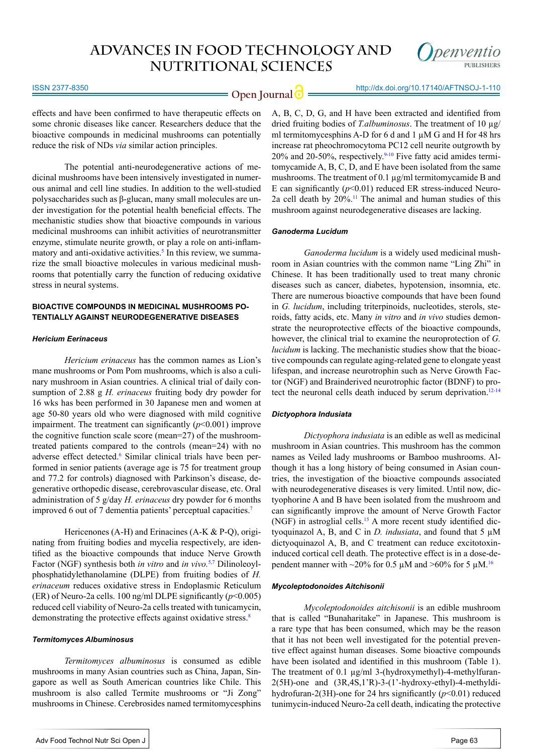effects and have been confirmed to have therapeutic effects on some chronic diseases like cancer. Researchers deduce that the bioactive compounds in medicinal mushrooms can potentially reduce the risk of NDs *via* similar action principles.

The potential anti-neurodegenerative actions of medicinal mushrooms have been intensively investigated in numerous animal and cell line studies. In addition to the well-studied polysaccharides such as β-glucan, many small molecules are under investigation for the potential health beneficial effects. The mechanistic studies show that bioactive compounds in various medicinal mushrooms can inhibit activities of neurotransmitter enzyme, stimulate neurite growth, or play a role on anti-inflammatory and anti-oxidative activities.[5] In this review, we summarize the small bioactive molecules in various medicinal mushrooms that potentially carry the function of reducing oxidative stress in neural systems.

## BIOACTIVE COMPOUNDS IN MEDICINAL MUSHROOMS POTENTIALLY AGAINST NEURODEGENERATIVE DISEASES

### *Hericium Eerinaceus*

*Hericium erinaceus* has the common names as Lion's mane mushrooms or Pom Pom mushrooms, which is also a culinary mushroom in Asian countries. A clinical trial of daily consumption of 2.88 g *H. erinaceus* fruiting body dry powder for 16 wks has been performed in 30 Japanese men and women at age 50-80 years old who were diagnosed with mild cognitive impairment. The treatment can significantly ($p<0.001$) improve the cognitive function scale score (mean=27) of the mushroom-treated patients compared to the controls (mean=24) with no adverse effect detected.[6] Similar clinical trials have been performed in senior patients (average age is 75 for treatment group and 77.2 for controls) diagnosed with Parkinson's disease, degenerative orthopedic disease, cerebrovascular disease, etc. Oral administration of 5 g/day *H. erinaceus* dry powder for 6 months improved 6 out of 7 dementia patients' perceptual capacities.[7]

Hericenones (A-H) and Erinacines (A-K & P-Q), originating from fruiting bodies and mycelia respectively, are identified as the bioactive compounds that induce Nerve Growth Factor (NGF) synthesis both *in vitro* and *in vivo*.[5,7] Dilinoleoyl-phosphatidylethanolamine (DLPE) from fruiting bodies of *H. erinaceum* reduces oxidative stress in Endoplasmic Reticulum (ER) of Neuro-2a cells. 100 ng/ml DLPE significantly ($p<0.005$) reduced cell viability of Neuro-2a cells treated with tunicamycin, demonstrating the protective effects against oxidative stress.[8]

### *Termitomyces Albuminosus*

*Termitomyces albuminosus* is consumed as edible mushrooms in many Asian countries such as China, Japan, Singapore as well as South American countries like Chile. This mushroom is also called Termite mushrooms or "Ji Zong" mushrooms in Chinese. Cerebrosides named termitomycesphins A, B, C, D, G, and H have been extracted and identified from dried fruiting bodies of *T.albuminosus*. The treatment of 10 μg/ml termitomycesphins A-D for 6 d and 1 μM G and H for 48 hrs increase rat pheochromocytoma PC12 cell neurite outgrowth by 20% and 20-50%, respectively.[9-10] Five fatty acid amides termitomycamide A, B, C, D, and E have been isolated from the same mushrooms. The treatment of 0.1 μg/ml termitomycamide B and E can significantly ($p<0.01$) reduced ER stress-induced Neuro-2a cell death by 20%.[11] The animal and human studies of this mushroom against neurodegenerative diseases are lacking.

### *Ganoderma Lucidum*

*Ganoderma lucidum* is a widely used medicinal mushroom in Asian countries with the common name "Ling Zhi" in Chinese. It has been traditionally used to treat many chronic diseases such as cancer, diabetes, hypotension, insomnia, etc. There are numerous bioactive compounds that have been found in *G. lucidum*, including triterpinoids, nucleotides, sterols, steroids, fatty acids, etc. Many *in vitro* and *in vivo* studies demonstrate the neuroprotective effects of the bioactive compounds, however, the clinical trial to examine the neuroprotection of *G. lucidum* is lacking. The mechanistic studies show that the bioactive compounds can regulate aging-related gene to elongate yeast lifespan, and increase neurotrophin such as Nerve Growth Factor (NGF) and Brainderived neurotrophic factor (BDNF) to protect the neuronal cells death induced by serum deprivation.[12-14]

### *Dictyophora Indusiata*

*Dictyophora indusiata* is an edible as well as medicinal mushroom in Asian countries. This mushroom has the common names as Veiled lady mushrooms or Bamboo mushrooms. Although it has a long history of being consumed in Asian countries, the investigation of the bioactive compounds associated with neurodegenerative diseases is very limited. Until now, dictyophorine A and B have been isolated from the mushroom and can significantly improve the amount of Nerve Growth Factor (NGF) in astroglial cells.[15] A more recent study identified dictyoquinazol A, B, and C in *D. indusiata*, and found that 5 μM dictyoquinazol A, B, and C treatment can reduce excitotoxin-induced cortical cell death. The protective effect is in a dose-dependent manner with ~20% for 0.5 μM and >60% for 5 μM.[16]

### *Mycoleptodonoides Aitchisonii*

*Mycoleptodonoides aitchisonii* is an edible mushroom that is called "Bunaharitake" in Japanese. This mushroom is a rare type that has been consumed, which may be the reason that it has not been well investigated for the potential preventive effect against human diseases. Some bioactive compounds have been isolated and identified in this mushroom (Table 1). The treatment of 0.1 μg/ml 3-(hydroxymethyl)-4-methylfuran-2(5H)-one and (3R,4S,1'R)-3-(1'-hydroxy-ethyl)-4-methyldihydrofuran-2(3H)-one for 24 hrs significantly ($p<0.01$) reduced tunimycin-induced Neuro-2a cell death, indicating the protective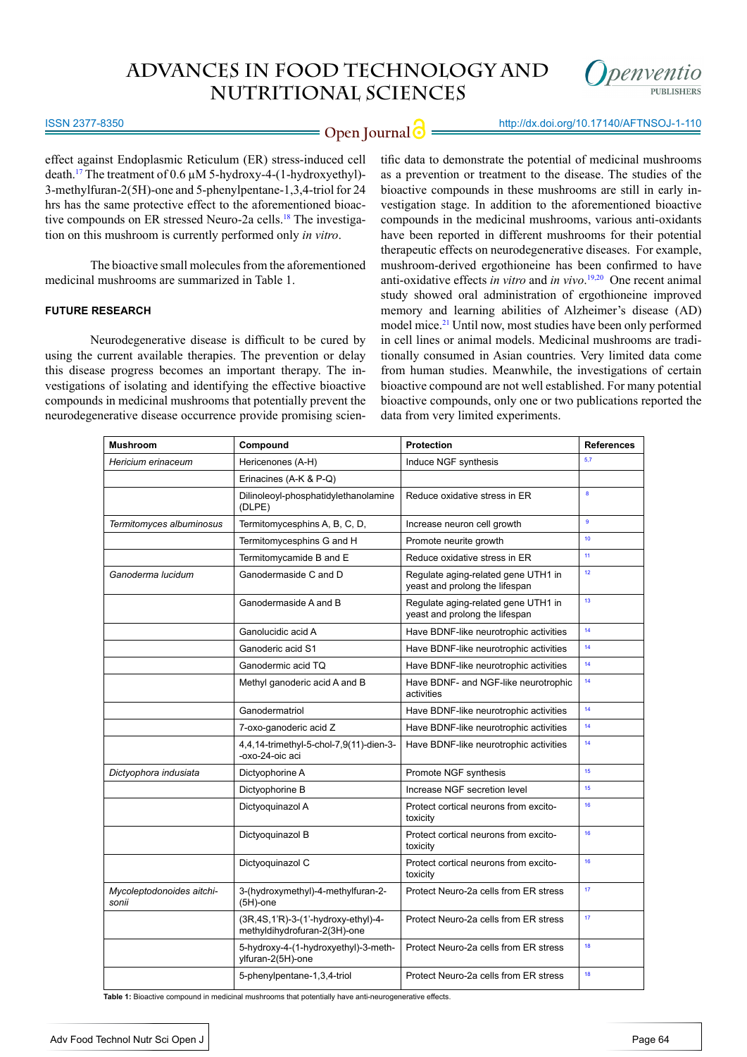effect against Endoplasmic Reticulum (ER) stress-induced cell death.[17] The treatment of 0.6 μM 5-hydroxy-4-(1-hydroxyethyl)-3-methylfuran-2(5H)-one and 5-phenylpentane-1,3,4-triol for 24 hrs has the same protective effect to the aforementioned bioactive compounds on ER stressed Neuro-2a cells.[18] The investigation on this mushroom is currently performed only *in vitro*.

The bioactive small molecules from the aforementioned medicinal mushrooms are summarized in Table 1.

## FUTURE RESEARCH

Neurodegenerative disease is difficult to be cured by using the current available therapies. The prevention or delay this disease progress becomes an important therapy. The investigations of isolating and identifying the effective bioactive compounds in medicinal mushrooms that potentially prevent the neurodegenerative disease occurrence provide promising scientific data to demonstrate the potential of medicinal mushrooms as a prevention or treatment to the disease. The studies of the bioactive compounds in these mushrooms are still in early investigation stage. In addition to the aforementioned bioactive compounds in the medicinal mushrooms, various anti-oxidants have been reported in different mushrooms for their potential therapeutic effects on neurodegenerative diseases. For example, mushroom-derived ergothioneine has been confirmed to have anti-oxidative effects *in vitro* and *in vivo*.[19,20] One recent animal study showed oral administration of ergothioneine improved memory and learning abilities of Alzheimer's disease (AD) model mice.[21] Until now, most studies have been only performed in cell lines or animal models. Medicinal mushrooms are traditionally consumed in Asian countries. Very limited data come from human studies. Meanwhile, the investigations of certain bioactive compound are not well established. For many potential bioactive compounds, only one or two publications reported the data from very limited experiments.

| Mushroom | Compound | Protection | References |
|---|---|---|---|
| *Hericium erinaceum* | Hericenones (A-H) | Induce NGF synthesis | 5,7 |
| | Erinacines (A-K & P-Q) | | |
| | Dilinoleoyl-phosphatidylethanolamine (DLPE) | Reduce oxidative stress in ER | 8 |
| *Termitomyces albuminosus* | Termitomycesphins A, B, C, D, | Increase neuron cell growth | 9 |
| | Termitomycesphins G and H | Promote neurite growth | 10 |
| | Termitomycamide B and E | Reduce oxidative stress in ER | 11 |
| *Ganoderma lucidum* | Ganodermaside C and D | Regulate aging-related gene UTH1 in yeast and prolong the lifespan | 12 |
| | Ganodermaside A and B | Regulate aging-related gene UTH1 in yeast and prolong the lifespan | 13 |
| | Ganolucidic acid A | Have BDNF-like neurotrophic activities | 14 |
| | Ganoderic acid S1 | Have BDNF-like neurotrophic activities | 14 |
| | Ganodermic acid TQ | Have BDNF-like neurotrophic activities | 14 |
| | Methyl ganoderic acid A and B | Have BDNF- and NGF-like neurotrophic activities | 14 |
| | Ganodermatriol | Have BDNF-like neurotrophic activities | 14 |
| | 7-oxo-ganoderic acid Z | Have BDNF-like neurotrophic activities | 14 |
| | 4,4,14-trimethyl-5-chol-7,9(11)-dien-3--oxo-24-oic aci | Have BDNF-like neurotrophic activities | 14 |
| *Dictyophora indusiata* | Dictyophorine A | Promote NGF synthesis | 15 |
| | Dictyophorine B | Increase NGF secretion level | 15 |
| | Dictyoquinazol A | Protect cortical neurons from excito-toxicity | 16 |
| | Dictyoquinazol B | Protect cortical neurons from excito-toxicity | 16 |
| | Dictyoquinazol C | Protect cortical neurons from excito-toxicity | 16 |
| *Mycoleptodonoides aitchisonii* | 3-(hydroxymethyl)-4-methylfuran-2-(5H)-one | Protect Neuro-2a cells from ER stress | 17 |
| | (3R,4S,1'R)-3-(1'-hydroxy-ethyl)-4-methyldihydrofuran-2(3H)-one | Protect Neuro-2a cells from ER stress | 17 |
| | 5-hydroxy-4-(1-hydroxyethyl)-3-methylfuran-2(5H)-one | Protect Neuro-2a cells from ER stress | 18 |
| | 5-phenylpentane-1,3,4-triol | Protect Neuro-2a cells from ER stress | 18 |

**Table 1:** Bioactive compound in medicinal mushrooms that potentially have anti-neurogenerative effects.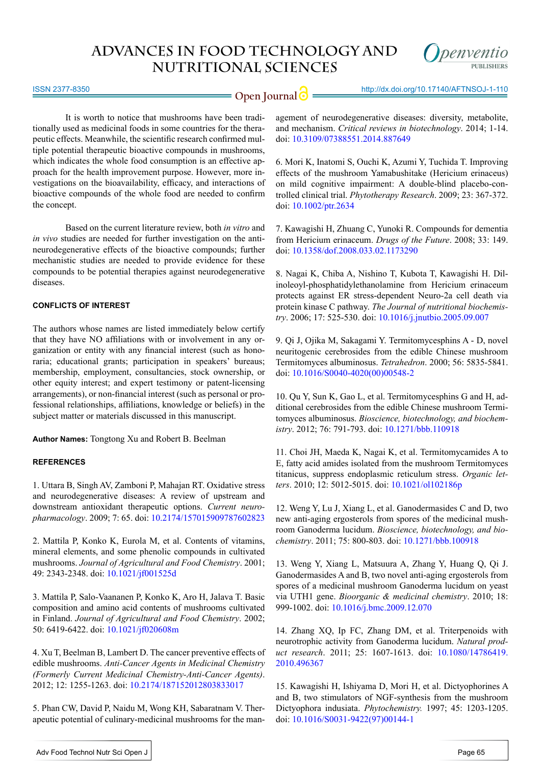It is worth to notice that mushrooms have been traditionally used as medicinal foods in some countries for the therapeutic effects. Meanwhile, the scientific research confirmed multiple potential therapeutic bioactive compounds in mushrooms, which indicates the whole food consumption is an effective approach for the health improvement purpose. However, more investigations on the bioavailability, efficacy, and interactions of bioactive compounds of the whole food are needed to confirm the concept.

Based on the current literature review, both *in vitro* and *in vivo* studies are needed for further investigation on the anti-neurodegenerative effects of the bioactive compounds; further mechanistic studies are needed to provide evidence for these compounds to be potential therapies against neurodegenerative diseases.

## CONFLICTS OF INTEREST

The authors whose names are listed immediately below certify that they have NO affiliations with or involvement in any organization or entity with any financial interest (such as honoraria; educational grants; participation in speakers' bureaus; membership, employment, consultancies, stock ownership, or other equity interest; and expert testimony or patent-licensing arrangements), or non-financial interest (such as personal or professional relationships, affiliations, knowledge or beliefs) in the subject matter or materials discussed in this manuscript.

**Author Names:** Tongtong Xu and Robert B. Beelman

## REFERENCES

1. Uttara B, Singh AV, Zamboni P, Mahajan RT. Oxidative stress and neurodegenerative diseases: A review of upstream and downstream antioxidant therapeutic options. *Current neuropharmacology*. 2009; 7: 65. doi: 10.2174/157015909787602823

2. Mattila P, Konko K, Eurola M, et al. Contents of vitamins, mineral elements, and some phenolic compounds in cultivated mushrooms. *Journal of Agricultural and Food Chemistry*. 2001; 49: 2343-2348. doi: 10.1021/jf001525d

3. Mattila P, Salo-Vaananen P, Konko K, Aro H, Jalava T. Basic composition and amino acid contents of mushrooms cultivated in Finland. *Journal of Agricultural and Food Chemistry*. 2002; 50: 6419-6422. doi: 10.1021/jf020608m

4. Xu T, Beelman B, Lambert D. The cancer preventive effects of edible mushrooms. *Anti-Cancer Agents in Medicinal Chemistry (Formerly Current Medicinal Chemistry-Anti-Cancer Agents)*. 2012; 12: 1255-1263. doi: 10.2174/187152012803833017

5. Phan CW, David P, Naidu M, Wong KH, Sabaratnam V. Therapeutic potential of culinary-medicinal mushrooms for the management of neurodegenerative diseases: diversity, metabolite, and mechanism. *Critical reviews in biotechnology*. 2014; 1-14. doi: 10.3109/07388551.2014.887649

6. Mori K, Inatomi S, Ouchi K, Azumi Y, Tuchida T. Improving effects of the mushroom Yamabushitake (Hericium erinaceus) on mild cognitive impairment: A double-blind placebo-controlled clinical trial. *Phytotherapy Research*. 2009; 23: 367-372. doi: 10.1002/ptr.2634

7. Kawagishi H, Zhuang C, Yunoki R. Compounds for dementia from Hericium erinaceum. *Drugs of the Future*. 2008; 33: 149. doi: 10.1358/dof.2008.033.02.1173290

8. Nagai K, Chiba A, Nishino T, Kubota T, Kawagishi H. Dilinoleoyl-phosphatidylethanolamine from Hericium erinaceum protects against ER stress-dependent Neuro-2a cell death via protein kinase C pathway. *The Journal of nutritional biochemistry*. 2006; 17: 525-530. doi: 10.1016/j.jnutbio.2005.09.007

9. Qi J, Ojika M, Sakagami Y. Termitomycesphins A - D, novel neuritogenic cerebrosides from the edible Chinese mushroom Termitomyces albuminosus. *Tetrahedron*. 2000; 56: 5835-5841. doi: 10.1016/S0040-4020(00)00548-2

10. Qu Y, Sun K, Gao L, et al. Termitomycesphins G and H, additional cerebrosides from the edible Chinese mushroom Termitomyces albuminosus. *Bioscience, biotechnology, and biochemistry*. 2012; 76: 791-793. doi: 10.1271/bbb.110918

11. Choi JH, Maeda K, Nagai K, et al. Termitomycamides A to E, fatty acid amides isolated from the mushroom Termitomyces titanicus, suppress endoplasmic reticulum stress. *Organic letters*. 2010; 12: 5012-5015. doi: 10.1021/ol102186p

12. Weng Y, Lu J, Xiang L, et al. Ganodermasides C and D, two new anti-aging ergosterols from spores of the medicinal mushroom Ganoderma lucidum. *Bioscience, biotechnology, and biochemistry*. 2011; 75: 800-803. doi: 10.1271/bbb.100918

13. Weng Y, Xiang L, Matsuura A, Zhang Y, Huang Q, Qi J. Ganodermasides A and B, two novel anti-aging ergosterols from spores of a medicinal mushroom Ganoderma lucidum on yeast via UTH1 gene. *Bioorganic & medicinal chemistry*. 2010; 18: 999-1002. doi: 10.1016/j.bmc.2009.12.070

14. Zhang XQ, Ip FC, Zhang DM, et al. Triterpenoids with neurotrophic activity from Ganoderma lucidum. *Natural product research*. 2011; 25: 1607-1613. doi: 10.1080/14786419.2010.496367

15. Kawagishi H, Ishiyama D, Mori H, et al. Dictyophorines A and B, two stimulators of NGF-synthesis from the mushroom Dictyophora indusiata. *Phytochemistry.* 1997; 45: 1203-1205. doi: 10.1016/S0031-9422(97)00144-1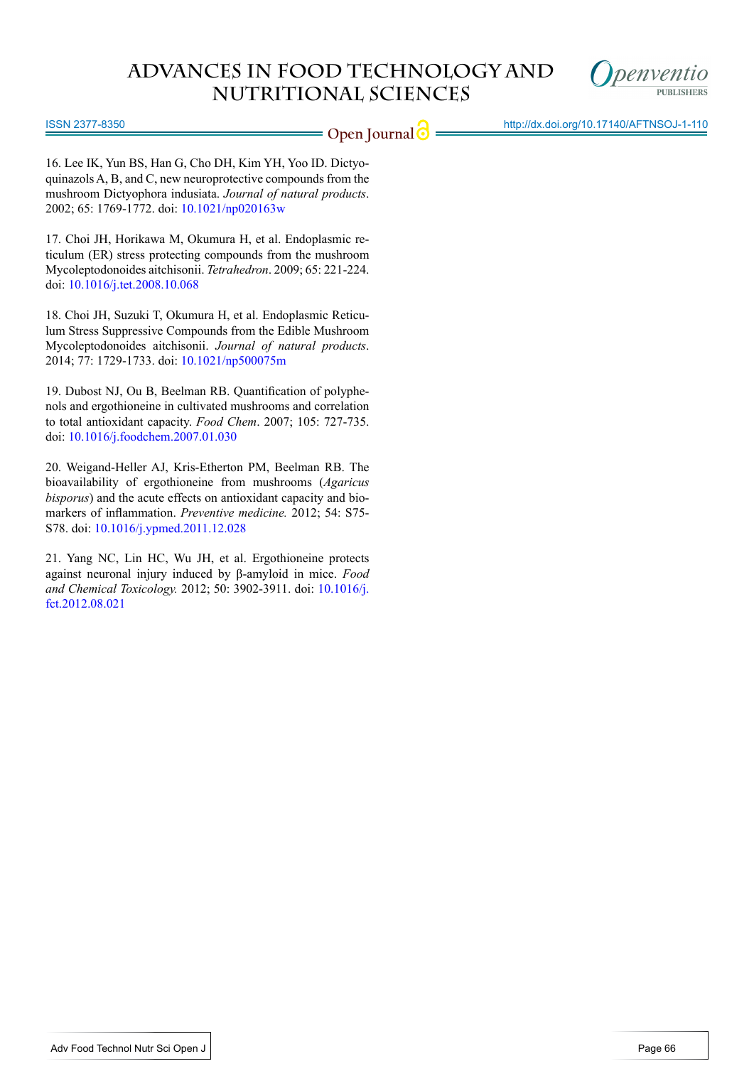16. Lee IK, Yun BS, Han G, Cho DH, Kim YH, Yoo ID. Dictyoquinazols A, B, and C, new neuroprotective compounds from the mushroom Dictyophora indusiata. *Journal of natural products*. 2002; 65: 1769-1772. doi: 10.1021/np020163w

17. Choi JH, Horikawa M, Okumura H, et al. Endoplasmic reticulum (ER) stress protecting compounds from the mushroom Mycoleptodonoides aitchisonii. *Tetrahedron*. 2009; 65: 221-224. doi: 10.1016/j.tet.2008.10.068

18. Choi JH, Suzuki T, Okumura H, et al. Endoplasmic Reticulum Stress Suppressive Compounds from the Edible Mushroom Mycoleptodonoides aitchisonii. *Journal of natural products*. 2014; 77: 1729-1733. doi: 10.1021/np500075m

19. Dubost NJ, Ou B, Beelman RB. Quantification of polyphenols and ergothioneine in cultivated mushrooms and correlation to total antioxidant capacity. *Food Chem*. 2007; 105: 727-735. doi: 10.1016/j.foodchem.2007.01.030

20. Weigand-Heller AJ, Kris-Etherton PM, Beelman RB. The bioavailability of ergothioneine from mushrooms (*Agaricus bisporus*) and the acute effects on antioxidant capacity and biomarkers of inflammation. *Preventive medicine.* 2012; 54: S75-S78. doi: 10.1016/j.ypmed.2011.12.028

21. Yang NC, Lin HC, Wu JH, et al. Ergothioneine protects against neuronal injury induced by β-amyloid in mice. *Food and Chemical Toxicology.* 2012; 50: 3902-3911. doi: 10.1016/j.fct.2012.08.021